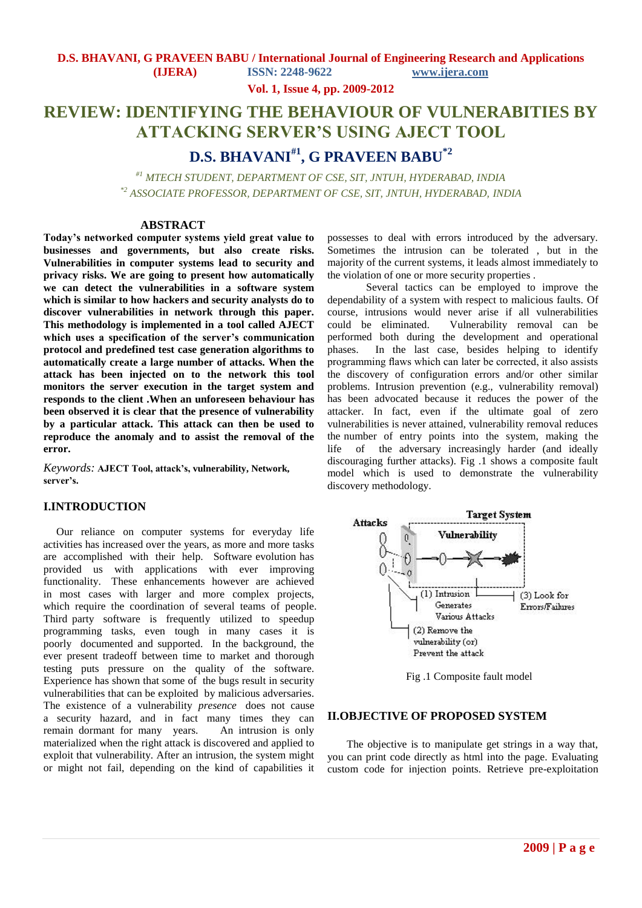# REVIEW: IDENTIFYING THE BEHAVIOUR OF VULNERABITIES BY ATTACKING SERVER'S USING AJECT TOOL

## D.S. BHAVANI[#1], G PRAVEEN BABU[*2]

*[#1] MTECH STUDENT, DEPARTMENT OF CSE, SIT, JNTUH, HYDERABAD, INDIA*
*[*2] ASSOCIATE PROFESSOR, DEPARTMENT OF CSE, SIT, JNTUH, HYDERABAD, INDIA*

### ABSTRACT

**Today's networked computer systems yield great value to businesses and governments, but also create risks. Vulnerabilities in computer systems lead to security and privacy risks. We are going to present how automatically we can detect the vulnerabilities in a software system which is similar to how hackers and security analysts do to discover vulnerabilities in network through this paper. This methodology is implemented in a tool called AJECT which uses a specification of the server's communication protocol and predefined test case generation algorithms to automatically create a large number of attacks. When the attack has been injected on to the network this tool monitors the server execution in the target system and responds to the client .When an unforeseen behaviour has been observed it is clear that the presence of vulnerability by a particular attack. This attack can then be used to reproduce the anomaly and to assist the removal of the error.**

*Keywords:* **AJECT Tool, attack's, vulnerability, Network, server's.**

## I.INTRODUCTION

Our reliance on computer systems for everyday life activities has increased over the years, as more and more tasks are accomplished with their help. Software evolution has provided us with applications with ever improving functionality. These enhancements however are achieved in most cases with larger and more complex projects, which require the coordination of several teams of people. Third party software is frequently utilized to speedup programming tasks, even though in many cases it is poorly documented and supported. In the background, the ever present tradeoff between time to market and thorough testing puts pressure on the quality of the software. Experience has shown that some of the bugs result in security vulnerabilities that can be exploited by malicious adversaries. The existence of a vulnerability *presence* does not cause a security hazard, and in fact many times they can remain dormant for many years. An intrusion is only materialized when the right attack is discovered and applied to exploit that vulnerability. After an intrusion, the system might or might not fail, depending on the kind of capabilities it possesses to deal with errors introduced by the adversary. Sometimes the intrusion can be tolerated , but in the majority of the current systems, it leads almost immediately to the violation of one or more security properties .

Several tactics can be employed to improve the dependability of a system with respect to malicious faults. Of course, intrusions would never arise if all vulnerabilities could be eliminated. Vulnerability removal can be performed both during the development and operational phases. In the last case, besides helping to identify programming flaws which can later be corrected, it also assists the discovery of configuration errors and/or other similar problems. Intrusion prevention (e.g., vulnerability removal) has been advocated because it reduces the power of the attacker. In fact, even if the ultimate goal of zero vulnerabilities is never attained, vulnerability removal reduces the number of entry points into the system, making the life of the adversary increasingly harder (and ideally discouraging further attacks). Fig .1 shows a composite fault model which is used to demonstrate the vulnerability discovery methodology.

Fig .1 Composite fault model

## II.OBJECTIVE OF PROPOSED SYSTEM

The objective is to manipulate get strings in a way that, you can print code directly as html into the page. Evaluating custom code for injection points. Retrieve pre-exploitation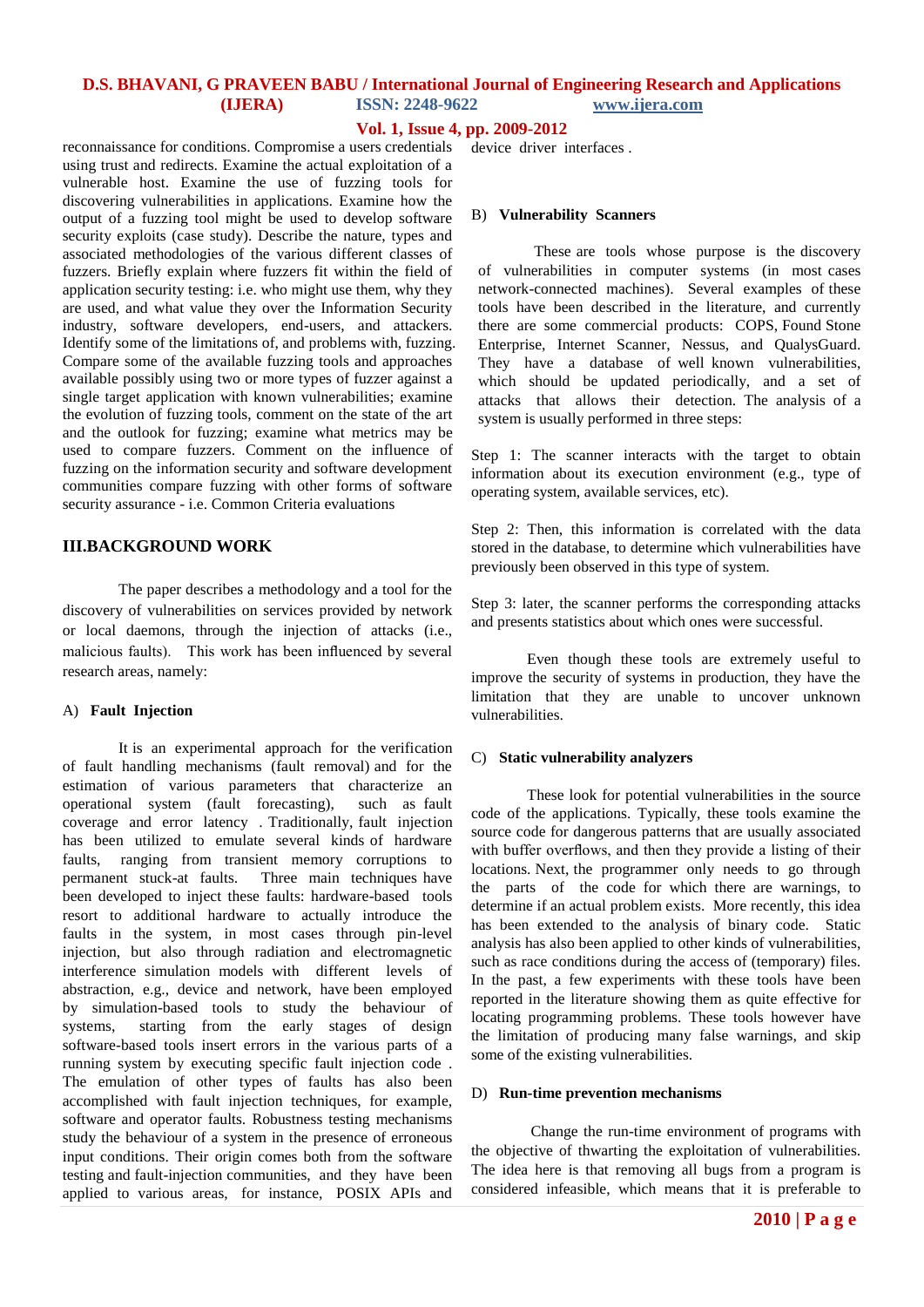reconnaissance for conditions. Compromise a users credentials using trust and redirects. Examine the actual exploitation of a vulnerable host. Examine the use of fuzzing tools for discovering vulnerabilities in applications. Examine how the output of a fuzzing tool might be used to develop software security exploits (case study). Describe the nature, types and associated methodologies of the various different classes of fuzzers. Briefly explain where fuzzers fit within the field of application security testing: i.e. who might use them, why they are used, and what value they over the Information Security industry, software developers, end-users, and attackers. Identify some of the limitations of, and problems with, fuzzing. Compare some of the available fuzzing tools and approaches available possibly using two or more types of fuzzer against a single target application with known vulnerabilities; examine the evolution of fuzzing tools, comment on the state of the art and the outlook for fuzzing; examine what metrics may be used to compare fuzzers. Comment on the influence of fuzzing on the information security and software development communities compare fuzzing with other forms of software security assurance - i.e. Common Criteria evaluations

## III.BACKGROUND WORK

The paper describes a methodology and a tool for the discovery of vulnerabilities on services provided by network or local daemons, through the injection of attacks (i.e., malicious faults). This work has been influenced by several research areas, namely:

### A) Fault Injection

It is an experimental approach for the verification of fault handling mechanisms (fault removal) and for the estimation of various parameters that characterize an operational system (fault forecasting), such as fault coverage and error latency . Traditionally, fault injection has been utilized to emulate several kinds of hardware faults, ranging from transient memory corruptions to permanent stuck-at faults. Three main techniques have been developed to inject these faults: hardware-based tools resort to additional hardware to actually introduce the faults in the system, in most cases through pin-level injection, but also through radiation and electromagnetic interference simulation models with different levels of abstraction, e.g., device and network, have been employed by simulation-based tools to study the behaviour of systems, starting from the early stages of design software-based tools insert errors in the various parts of a running system by executing specific fault injection code . The emulation of other types of faults has also been accomplished with fault injection techniques, for example, software and operator faults. Robustness testing mechanisms study the behaviour of a system in the presence of erroneous input conditions. Their origin comes both from the software testing and fault-injection communities, and they have been applied to various areas, for instance, POSIX APIs and device driver interfaces .

### B) Vulnerability Scanners

These are tools whose purpose is the discovery of vulnerabilities in computer systems (in most cases network-connected machines). Several examples of these tools have been described in the literature, and currently there are some commercial products: COPS, Found Stone Enterprise, Internet Scanner, Nessus, and QualysGuard. They have a database of well known vulnerabilities, which should be updated periodically, and a set of attacks that allows their detection. The analysis of a system is usually performed in three steps:

Step 1: The scanner interacts with the target to obtain information about its execution environment (e.g., type of operating system, available services, etc).

Step 2: Then, this information is correlated with the data stored in the database, to determine which vulnerabilities have previously been observed in this type of system.

Step 3: later, the scanner performs the corresponding attacks and presents statistics about which ones were successful.

Even though these tools are extremely useful to improve the security of systems in production, they have the limitation that they are unable to uncover unknown vulnerabilities.

### C) Static vulnerability analyzers

These look for potential vulnerabilities in the source code of the applications. Typically, these tools examine the source code for dangerous patterns that are usually associated with buffer overflows, and then they provide a listing of their locations. Next, the programmer only needs to go through the parts of the code for which there are warnings, to determine if an actual problem exists. More recently, this idea has been extended to the analysis of binary code. Static analysis has also been applied to other kinds of vulnerabilities, such as race conditions during the access of (temporary) files. In the past, a few experiments with these tools have been reported in the literature showing them as quite effective for locating programming problems. These tools however have the limitation of producing many false warnings, and skip some of the existing vulnerabilities.

### D) Run-time prevention mechanisms

Change the run-time environment of programs with the objective of thwarting the exploitation of vulnerabilities. The idea here is that removing all bugs from a program is considered infeasible, which means that it is preferable to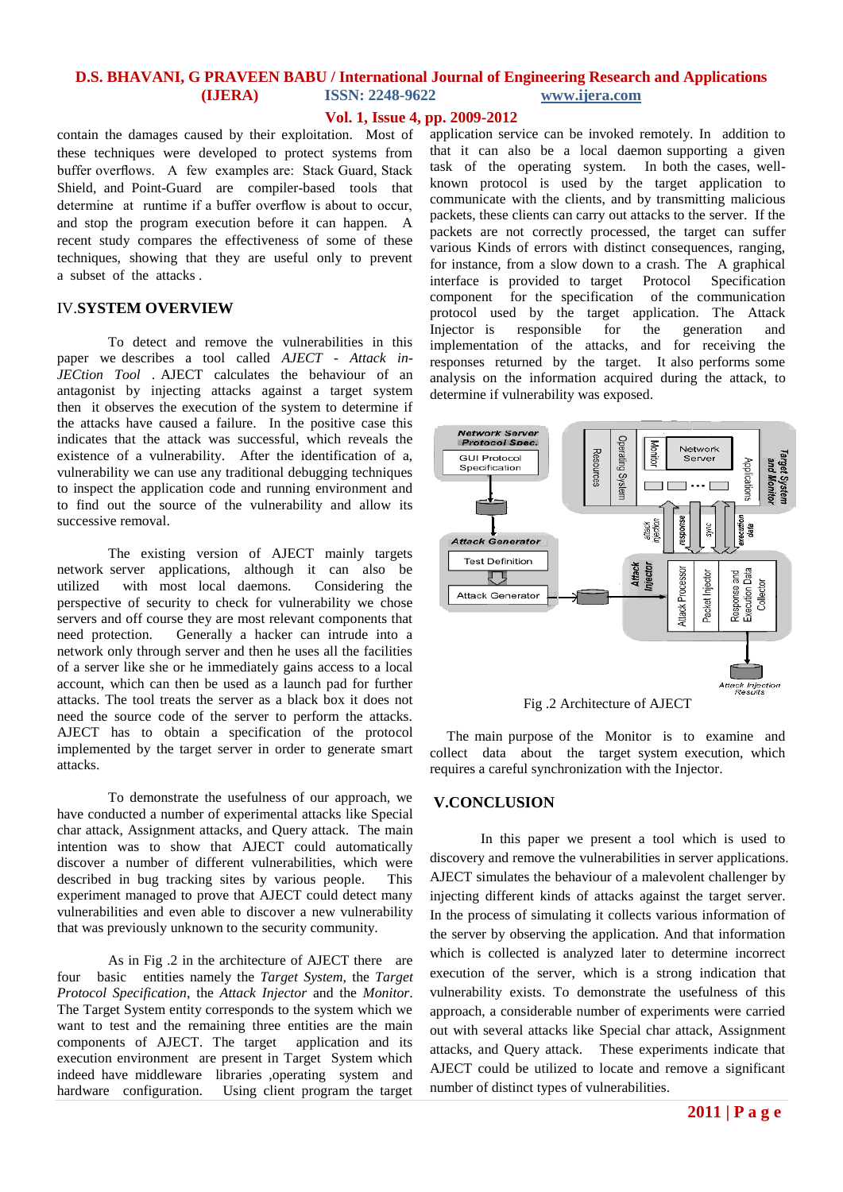contain the damages caused by their exploitation. Most of these techniques were developed to protect systems from buffer overflows. A few examples are: Stack Guard, Stack Shield, and Point-Guard are compiler-based tools that determine at runtime if a buffer overflow is about to occur, and stop the program execution before it can happen. A recent study compares the effectiveness of some of these techniques, showing that they are useful only to prevent a subset of the attacks .

## IV.SYSTEM OVERVIEW

To detect and remove the vulnerabilities in this paper we describes a tool called *AJECT - Attack inJECtion Tool* . AJECT calculates the behaviour of an antagonist by injecting attacks against a target system then it observes the execution of the system to determine if the attacks have caused a failure. In the positive case this indicates that the attack was successful, which reveals the existence of a vulnerability. After the identification of a, vulnerability we can use any traditional debugging techniques to inspect the application code and running environment and to find out the source of the vulnerability and allow its successive removal.

The existing version of AJECT mainly targets network server applications, although it can also be utilized with most local daemons. Considering the perspective of security to check for vulnerability we chose servers and off course they are most relevant components that need protection. Generally a hacker can intrude into a network only through server and then he uses all the facilities of a server like she or he immediately gains access to a local account, which can then be used as a launch pad for further attacks. The tool treats the server as a black box it does not need the source code of the server to perform the attacks. AJECT has to obtain a specification of the protocol implemented by the target server in order to generate smart attacks.

To demonstrate the usefulness of our approach, we have conducted a number of experimental attacks like Special char attack, Assignment attacks, and Query attack. The main intention was to show that AJECT could automatically discover a number of different vulnerabilities, which were described in bug tracking sites by various people. This experiment managed to prove that AJECT could detect many vulnerabilities and even able to discover a new vulnerability that was previously unknown to the security community.

As in Fig .2 in the architecture of AJECT there are four basic entities namely the *Target System*, the *Target Protocol Specification*, the *Attack Injector* and the *Monitor*. The Target System entity corresponds to the system which we want to test and the remaining three entities are the main components of AJECT. The target application and its execution environment are present in Target System which indeed have middleware libraries ,operating system and hardware configuration. Using client program the target application service can be invoked remotely. In addition to that it can also be a local daemon supporting a given task of the operating system. In both the cases, well-known protocol is used by the target application to communicate with the clients, and by transmitting malicious packets, these clients can carry out attacks to the server. If the packets are not correctly processed, the target can suffer various Kinds of errors with distinct consequences, ranging, for instance, from a slow down to a crash. The A graphical interface is provided to target Protocol Specification component for the specification of the communication protocol used by the target application. The Attack Injector is responsible for the generation and implementation of the attacks, and for receiving the responses returned by the target. It also performs some analysis on the information acquired during the attack, to determine if vulnerability was exposed.

Fig .2 Architecture of AJECT

The main purpose of the Monitor is to examine and collect data about the target system execution, which requires a careful synchronization with the Injector.

## V.CONCLUSION

In this paper we present a tool which is used to discovery and remove the vulnerabilities in server applications. AJECT simulates the behaviour of a malevolent challenger by injecting different kinds of attacks against the target server. In the process of simulating it collects various information of the server by observing the application. And that information which is collected is analyzed later to determine incorrect execution of the server, which is a strong indication that vulnerability exists. To demonstrate the usefulness of this approach, a considerable number of experiments were carried out with several attacks like Special char attack, Assignment attacks, and Query attack. These experiments indicate that AJECT could be utilized to locate and remove a significant number of distinct types of vulnerabilities.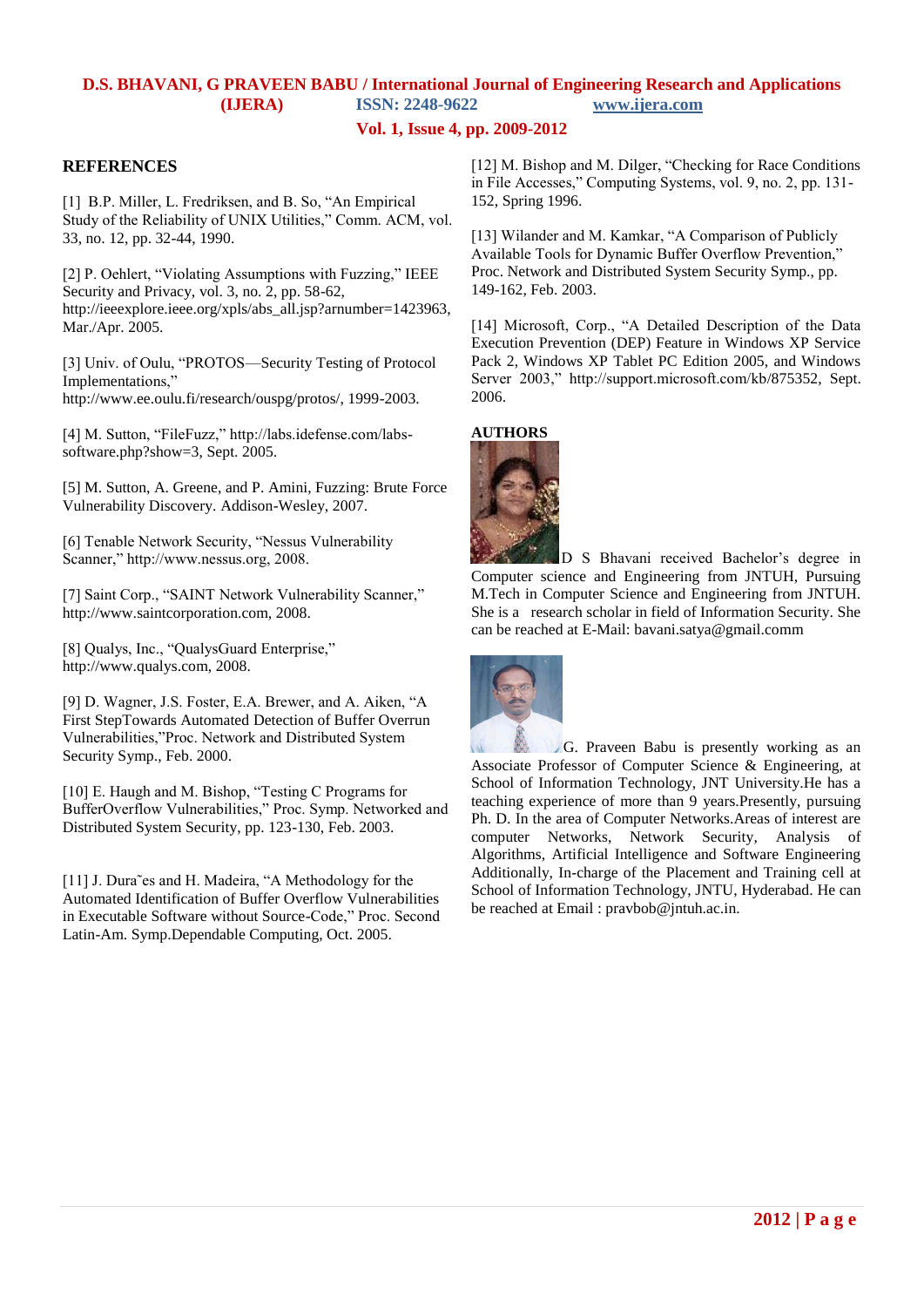## REFERENCES

[1] B.P. Miller, L. Fredriksen, and B. So, "An Empirical Study of the Reliability of UNIX Utilities," Comm. ACM, vol. 33, no. 12, pp. 32-44, 1990.

[2] P. Oehlert, "Violating Assumptions with Fuzzing," IEEE Security and Privacy, vol. 3, no. 2, pp. 58-62, http://ieeexplore.ieee.org/xpls/abs_all.jsp?arnumber=1423963, Mar./Apr. 2005.

[3] Univ. of Oulu, "PROTOS—Security Testing of Protocol Implementations," http://www.ee.oulu.fi/research/ouspg/protos/, 1999-2003.

[4] M. Sutton, "FileFuzz," http://labs.idefense.com/labs-software.php?show=3, Sept. 2005.

[5] M. Sutton, A. Greene, and P. Amini, Fuzzing: Brute Force Vulnerability Discovery. Addison-Wesley, 2007.

[6] Tenable Network Security, "Nessus Vulnerability Scanner," http://www.nessus.org, 2008.

[7] Saint Corp., "SAINT Network Vulnerability Scanner," http://www.saintcorporation.com, 2008.

[8] Qualys, Inc., "QualysGuard Enterprise," http://www.qualys.com, 2008.

[9] D. Wagner, J.S. Foster, E.A. Brewer, and A. Aiken, "A First StepTowards Automated Detection of Buffer Overrun Vulnerabilities,"Proc. Network and Distributed System Security Symp., Feb. 2000.

[10] E. Haugh and M. Bishop, "Testing C Programs for BufferOverflow Vulnerabilities," Proc. Symp. Networked and Distributed System Security, pp. 123-130, Feb. 2003.

[11] J. Dura˜es and H. Madeira, "A Methodology for the Automated Identification of Buffer Overflow Vulnerabilities in Executable Software without Source-Code," Proc. Second Latin-Am. Symp.Dependable Computing, Oct. 2005.

[12] M. Bishop and M. Dilger, "Checking for Race Conditions in File Accesses," Computing Systems, vol. 9, no. 2, pp. 131-152, Spring 1996.

[13] Wilander and M. Kamkar, "A Comparison of Publicly Available Tools for Dynamic Buffer Overflow Prevention," Proc. Network and Distributed System Security Symp., pp. 149-162, Feb. 2003.

[14] Microsoft, Corp., "A Detailed Description of the Data Execution Prevention (DEP) Feature in Windows XP Service Pack 2, Windows XP Tablet PC Edition 2005, and Windows Server 2003," http://support.microsoft.com/kb/875352, Sept. 2006.

## AUTHORS

D S Bhavani received Bachelor's degree in Computer science and Engineering from JNTUH, Pursuing M.Tech in Computer Science and Engineering from JNTUH. She is a research scholar in field of Information Security. She can be reached at E-Mail: bavani.satya@gmail.comm

G. Praveen Babu is presently working as an Associate Professor of Computer Science & Engineering, at School of Information Technology, JNT University.He has a teaching experience of more than 9 years.Presently, pursuing Ph. D. In the area of Computer Networks.Areas of interest are computer Networks, Network Security, Analysis of Algorithms, Artificial Intelligence and Software Engineering Additionally, In-charge of the Placement and Training cell at School of Information Technology, JNTU, Hyderabad. He can be reached at Email : pravbob@jntuh.ac.in.